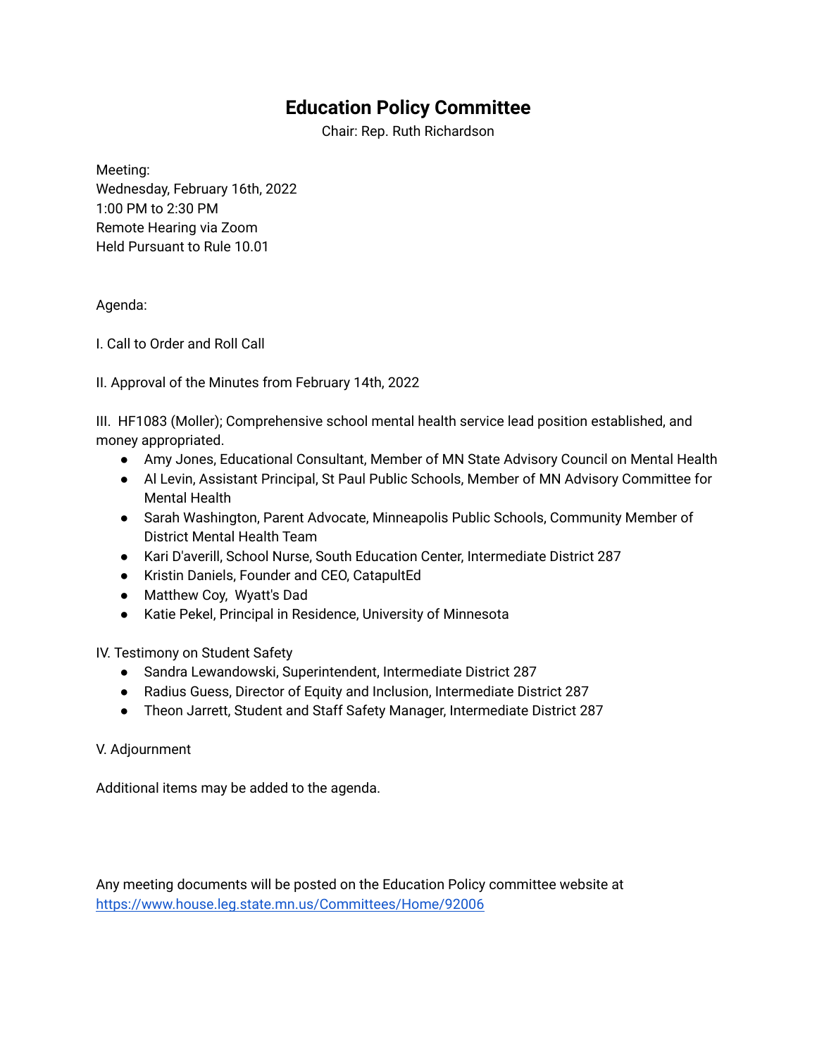# Education Policy Committee

Chair: Rep. Ruth Richardson

Meeting:
Wednesday, February 16th, 2022
1:00 PM to 2:30 PM
Remote Hearing via Zoom
Held Pursuant to Rule 10.01

Agenda:

I. Call to Order and Roll Call

II. Approval of the Minutes from February 14th, 2022

III. HF1083 (Moller); Comprehensive school mental health service lead position established, and money appropriated.

- Amy Jones, Educational Consultant, Member of MN State Advisory Council on Mental Health
- Al Levin, Assistant Principal, St Paul Public Schools, Member of MN Advisory Committee for Mental Health
- Sarah Washington, Parent Advocate, Minneapolis Public Schools, Community Member of District Mental Health Team
- Kari D'averill, School Nurse, South Education Center, Intermediate District 287
- Kristin Daniels, Founder and CEO, CatapultEd
- Matthew Coy, Wyatt's Dad
- Katie Pekel, Principal in Residence, University of Minnesota

IV. Testimony on Student Safety

- Sandra Lewandowski, Superintendent, Intermediate District 287
- Radius Guess, Director of Equity and Inclusion, Intermediate District 287
- Theon Jarrett, Student and Staff Safety Manager, Intermediate District 287

V. Adjournment

Additional items may be added to the agenda.

Any meeting documents will be posted on the Education Policy committee website at https://www.house.leg.state.mn.us/Committees/Home/92006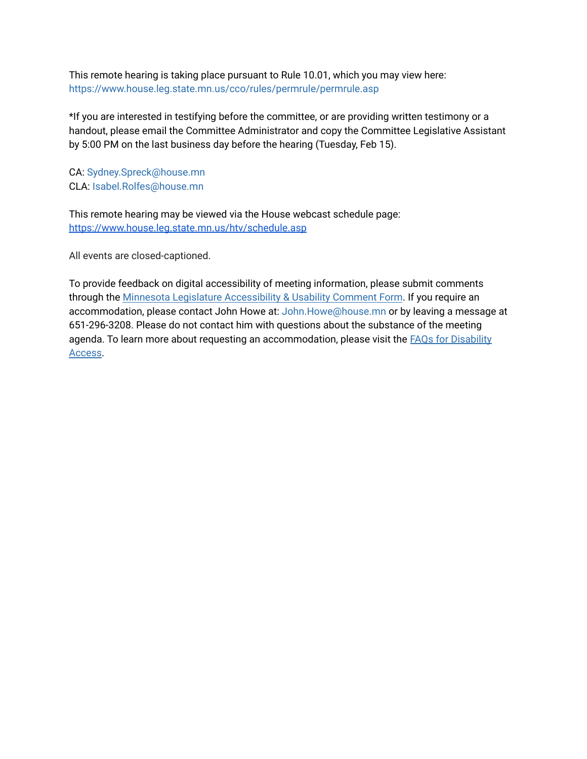This remote hearing is taking place pursuant to Rule 10.01, which you may view here: https://www.house.leg.state.mn.us/cco/rules/permrule/permrule.asp

*If you are interested in testifying before the committee, or are providing written testimony or a handout, please email the Committee Administrator and copy the Committee Legislative Assistant by 5:00 PM on the last business day before the hearing (Tuesday, Feb 15).

CA: Sydney.Spreck@house.mn
CLA: Isabel.Rolfes@house.mn

This remote hearing may be viewed via the House webcast schedule page: https://www.house.leg.state.mn.us/htv/schedule.asp

All events are closed-captioned.

To provide feedback on digital accessibility of meeting information, please submit comments through the Minnesota Legislature Accessibility & Usability Comment Form. If you require an accommodation, please contact John Howe at: John.Howe@house.mn or by leaving a message at 651-296-3208. Please do not contact him with questions about the substance of the meeting agenda. To learn more about requesting an accommodation, please visit the FAQs for Disability Access.